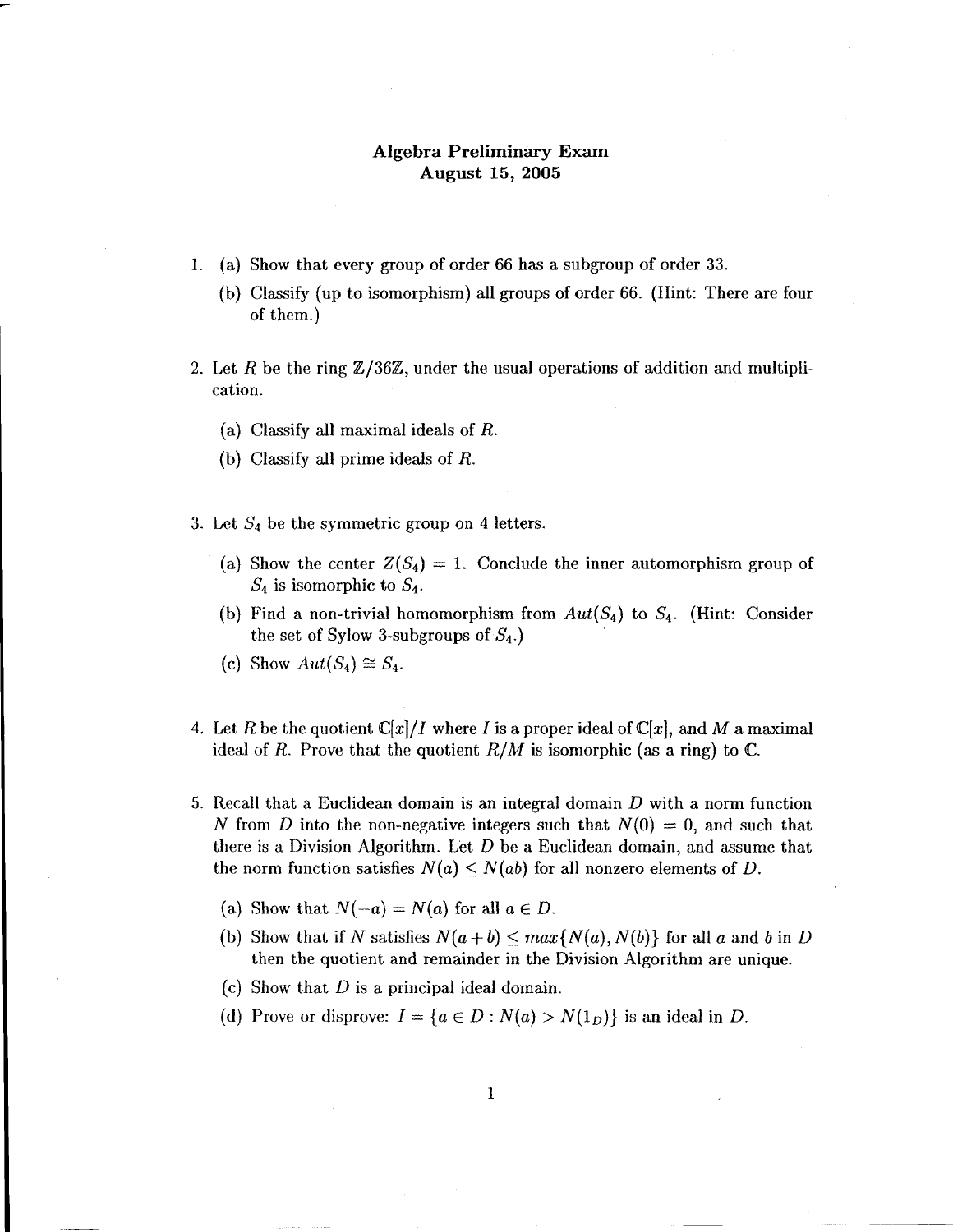# Algebra Preliminary Exam
## August 15, 2005

1. (a) Show that every group of order 66 has a subgroup of order 33.

   (b) Classify (up to isomorphism) all groups of order 66. (Hint: There are four of them.)

2. Let $R$ be the ring $\mathbb{Z}/36\mathbb{Z}$, under the usual operations of addition and multiplication.

   (a) Classify all maximal ideals of $R$.

   (b) Classify all prime ideals of $R$.

3. Let $S_4$ be the symmetric group on 4 letters.

   (a) Show the center $Z(S_4) = 1$. Conclude the inner automorphism group of $S_4$ is isomorphic to $S_4$.

   (b) Find a non-trivial homomorphism from $Aut(S_4)$ to $S_4$. (Hint: Consider the set of Sylow 3-subgroups of $S_4$.)

   (c) Show $Aut(S_4) \cong S_4$.

4. Let $R$ be the quotient $\mathbb{C}[x]/I$ where $I$ is a proper ideal of $\mathbb{C}[x]$, and $M$ a maximal ideal of $R$. Prove that the quotient $R/M$ is isomorphic (as a ring) to $\mathbb{C}$.

5. Recall that a Euclidean domain is an integral domain $D$ with a norm function $N$ from $D$ into the non-negative integers such that $N(0) = 0$, and such that there is a Division Algorithm. Let $D$ be a Euclidean domain, and assume that the norm function satisfies $N(a) \leq N(ab)$ for all nonzero elements of $D$.

   (a) Show that $N(-a) = N(a)$ for all $a \in D$.

   (b) Show that if $N$ satisfies $N(a + b) \leq max\{N(a), N(b)\}$ for all $a$ and $b$ in $D$ then the quotient and remainder in the Division Algorithm are unique.

   (c) Show that $D$ is a principal ideal domain.

   (d) Prove or disprove: $I = \{a \in D : N(a) > N(1_D)\}$ is an ideal in $D$.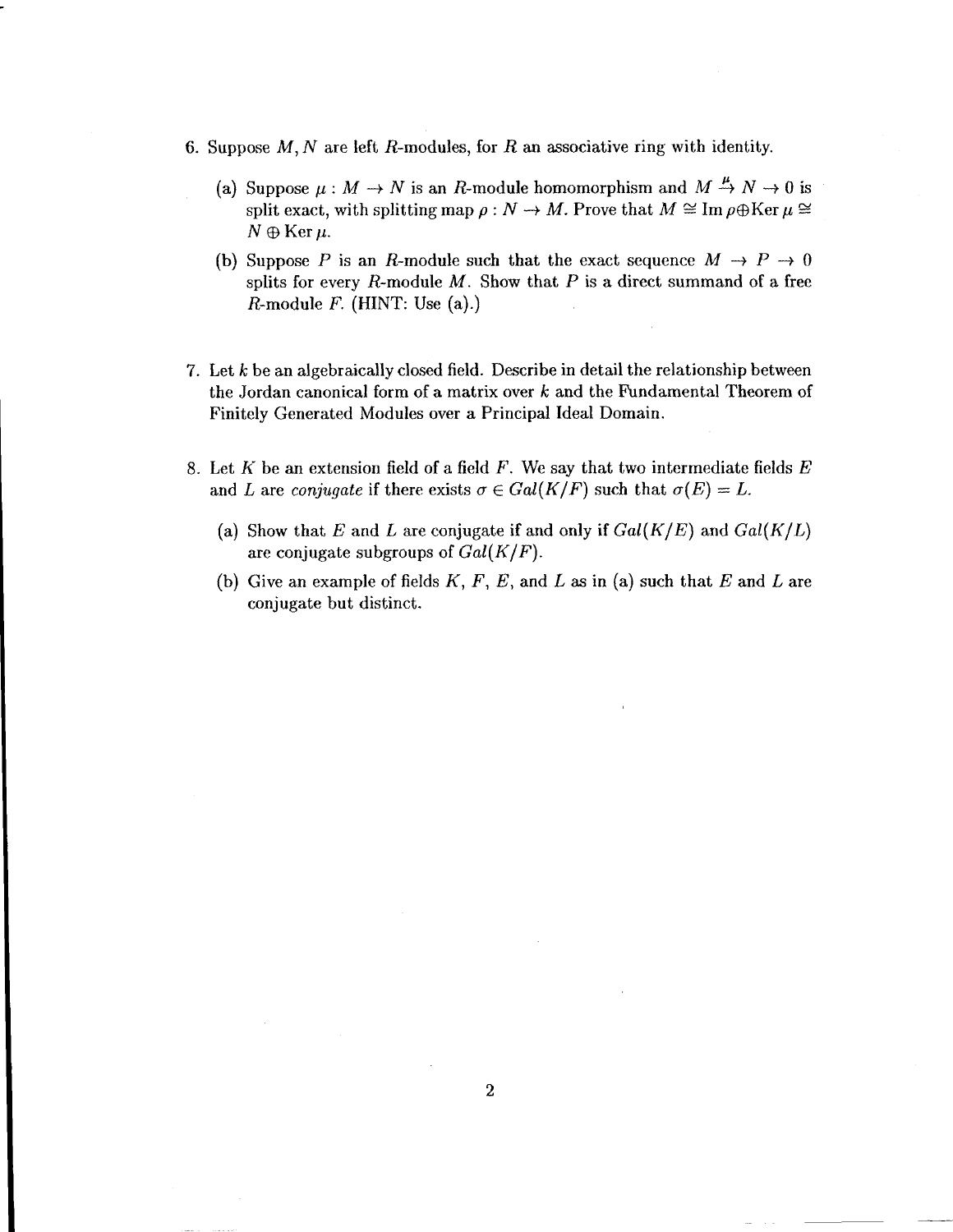6. Suppose $M, N$ are left $R$-modules, for $R$ an associative ring with identity.

   (a) Suppose $\mu : M \to N$ is an $R$-module homomorphism and $M \xrightarrow{\mu} N \to 0$ is split exact, with splitting map $\rho : N \to M$. Prove that $M \cong \operatorname{Im} \rho \oplus \operatorname{Ker} \mu \cong N \oplus \operatorname{Ker} \mu$.

   (b) Suppose $P$ is an $R$-module such that the exact sequence $M \to P \to 0$ splits for every $R$-module $M$. Show that $P$ is a direct summand of a free $R$-module $F$. (HINT: Use (a).)

7. Let $k$ be an algebraically closed field. Describe in detail the relationship between the Jordan canonical form of a matrix over $k$ and the Fundamental Theorem of Finitely Generated Modules over a Principal Ideal Domain.

8. Let $K$ be an extension field of a field $F$. We say that two intermediate fields $E$ and $L$ are *conjugate* if there exists $\sigma \in Gal(K/F)$ such that $\sigma(E) = L$.

   (a) Show that $E$ and $L$ are conjugate if and only if $Gal(K/E)$ and $Gal(K/L)$ are conjugate subgroups of $Gal(K/F)$.

   (b) Give an example of fields $K$, $F$, $E$, and $L$ as in (a) such that $E$ and $L$ are conjugate but distinct.